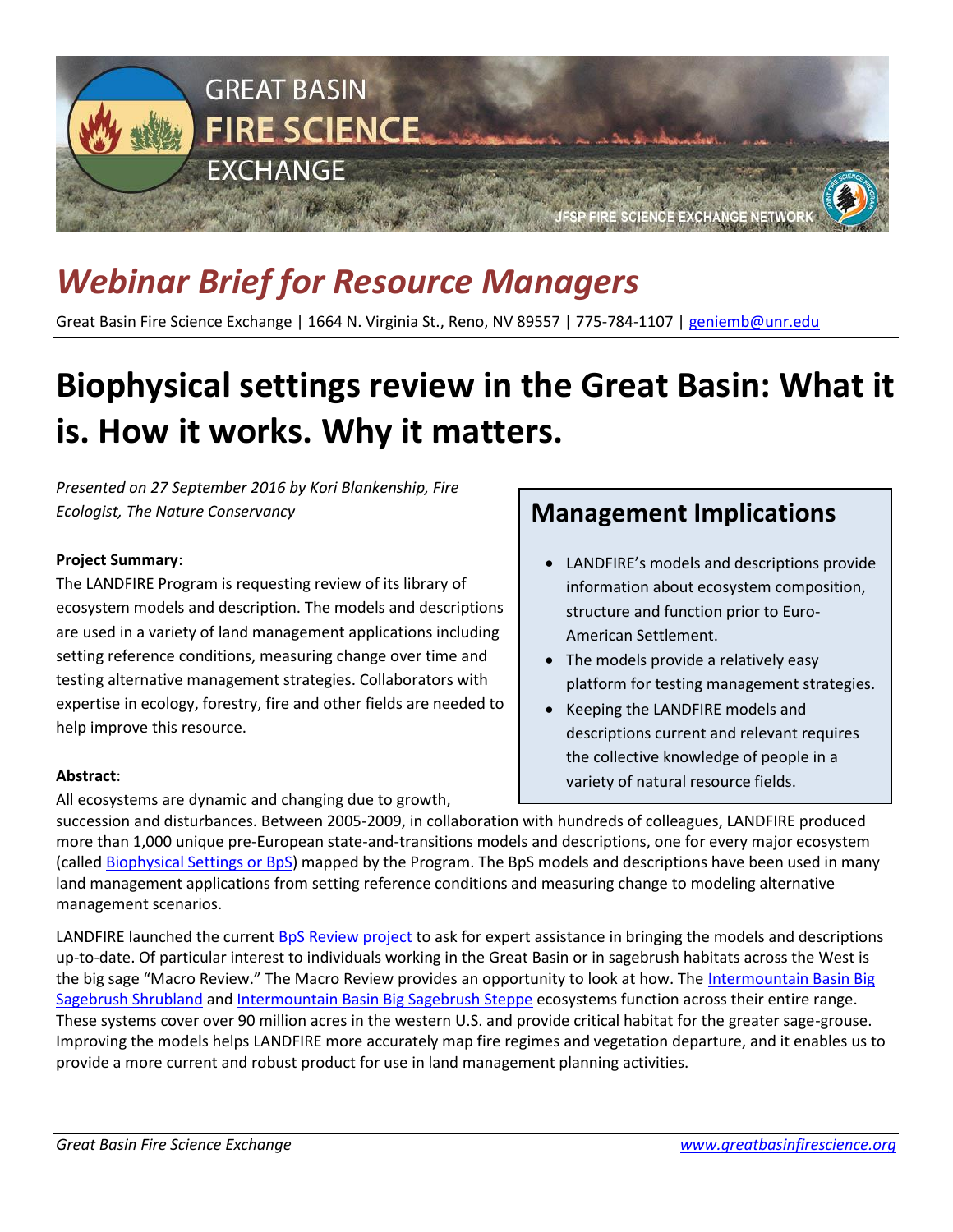GREAT BASIN FIRE SCIENCE EXCHANGE

JFSP FIRE SCIENCE EXCHANGE NETWORK

# *Webinar Brief for Resource Managers*

Great Basin Fire Science Exchange | 1664 N. Virginia St., Reno, NV 89557 | 775-784-1107 | geniemb@unr.edu

# Biophysical settings review in the Great Basin: What it is. How it works. Why it matters.

*Presented on 27 September 2016 by Kori Blankenship, Fire Ecologist, The Nature Conservancy*

**Project Summary**:

The LANDFIRE Program is requesting review of its library of ecosystem models and description. The models and descriptions are used in a variety of land management applications including setting reference conditions, measuring change over time and testing alternative management strategies. Collaborators with expertise in ecology, forestry, fire and other fields are needed to help improve this resource.

## Management Implications

- LANDFIRE's models and descriptions provide information about ecosystem composition, structure and function prior to Euro-American Settlement.
- The models provide a relatively easy platform for testing management strategies.
- Keeping the LANDFIRE models and descriptions current and relevant requires the collective knowledge of people in a variety of natural resource fields.

**Abstract**:

All ecosystems are dynamic and changing due to growth, succession and disturbances. Between 2005-2009, in collaboration with hundreds of colleagues, LANDFIRE produced more than 1,000 unique pre-European state-and-transitions models and descriptions, one for every major ecosystem (called Biophysical Settings or BpS) mapped by the Program. The BpS models and descriptions have been used in many land management applications from setting reference conditions and measuring change to modeling alternative management scenarios.

LANDFIRE launched the current BpS Review project to ask for expert assistance in bringing the models and descriptions up-to-date. Of particular interest to individuals working in the Great Basin or in sagebrush habitats across the West is the big sage "Macro Review." The Macro Review provides an opportunity to look at how. The Intermountain Basin Big Sagebrush Shrubland and Intermountain Basin Big Sagebrush Steppe ecosystems function across their entire range. These systems cover over 90 million acres in the western U.S. and provide critical habitat for the greater sage-grouse. Improving the models helps LANDFIRE more accurately map fire regimes and vegetation departure, and it enables us to provide a more current and robust product for use in land management planning activities.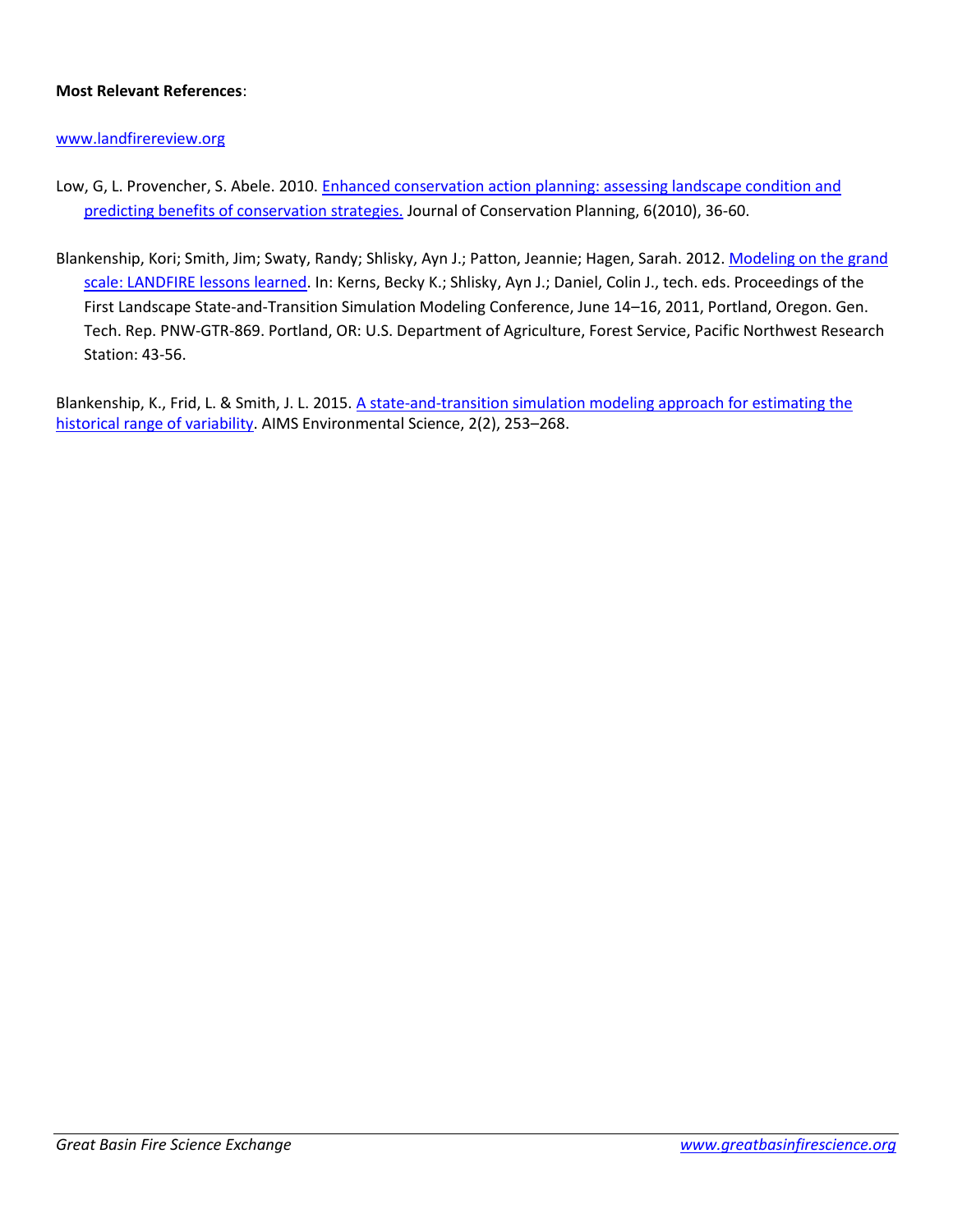**Most Relevant References**:

www.landfirereview.org

Low, G, L. Provencher, S. Abele. 2010. Enhanced conservation action planning: assessing landscape condition and predicting benefits of conservation strategies. Journal of Conservation Planning, 6(2010), 36-60.

Blankenship, Kori; Smith, Jim; Swaty, Randy; Shlisky, Ayn J.; Patton, Jeannie; Hagen, Sarah. 2012. Modeling on the grand scale: LANDFIRE lessons learned. In: Kerns, Becky K.; Shlisky, Ayn J.; Daniel, Colin J., tech. eds. Proceedings of the First Landscape State-and-Transition Simulation Modeling Conference, June 14–16, 2011, Portland, Oregon. Gen. Tech. Rep. PNW-GTR-869. Portland, OR: U.S. Department of Agriculture, Forest Service, Pacific Northwest Research Station: 43-56.

Blankenship, K., Frid, L. & Smith, J. L. 2015. A state-and-transition simulation modeling approach for estimating the historical range of variability. AIMS Environmental Science, 2(2), 253–268.